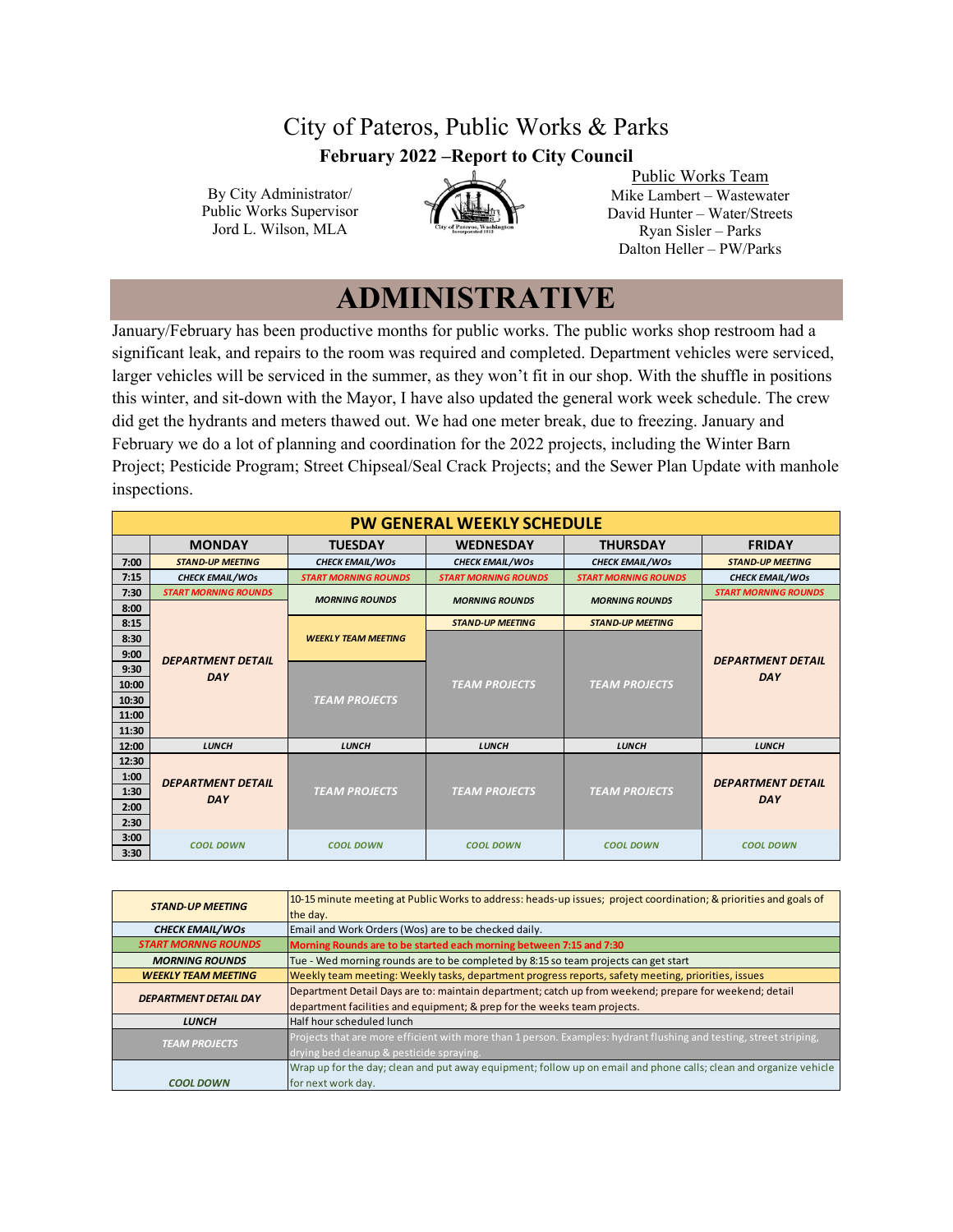# City of Pateros, Public Works & Parks

**February 2022 –Report to City Council**

By City Administrator/
Public Works Supervisor
Jord L. Wilson, MLA

Public Works Team
Mike Lambert – Wastewater
David Hunter – Water/Streets
Ryan Sisler – Parks
Dalton Heller – PW/Parks

# ADMINISTRATIVE

January/February has been productive months for public works. The public works shop restroom had a significant leak, and repairs to the room was required and completed. Department vehicles were serviced, larger vehicles will be serviced in the summer, as they won't fit in our shop. With the shuffle in positions this winter, and sit-down with the Mayor, I have also updated the general work week schedule. The crew did get the hydrants and meters thawed out. We had one meter break, due to freezing. January and February we do a lot of planning and coordination for the 2022 projects, including the Winter Barn Project; Pesticide Program; Street Chipseal/Seal Crack Projects; and the Sewer Plan Update with manhole inspections.

**PW GENERAL WEEKLY SCHEDULE**

| | MONDAY | TUESDAY | WEDNESDAY | THURSDAY | FRIDAY |
|---|---|---|---|---|---|
| 7:00 | STAND-UP MEETING | CHECK EMAIL/WOs | CHECK EMAIL/WOs | CHECK EMAIL/WOs | STAND-UP MEETING |
| 7:15 | CHECK EMAIL/WOs | START MORNING ROUNDS | START MORNING ROUNDS | START MORNING ROUNDS | CHECK EMAIL/WOs |
| 7:30 | START MORNING ROUNDS | MORNING ROUNDS | MORNING ROUNDS | MORNING ROUNDS | START MORNING ROUNDS |
| 8:00 | DEPARTMENT DETAIL DAY | MORNING ROUNDS | MORNING ROUNDS | MORNING ROUNDS | DEPARTMENT DETAIL DAY |
| 8:15 | DEPARTMENT DETAIL DAY | WEEKLY TEAM MEETING | STAND-UP MEETING | STAND-UP MEETING | DEPARTMENT DETAIL DAY |
| 8:30 | DEPARTMENT DETAIL DAY | WEEKLY TEAM MEETING | TEAM PROJECTS | TEAM PROJECTS | DEPARTMENT DETAIL DAY |
| 9:00 | DEPARTMENT DETAIL DAY | WEEKLY TEAM MEETING | TEAM PROJECTS | TEAM PROJECTS | DEPARTMENT DETAIL DAY |
| 9:30 | DEPARTMENT DETAIL DAY | TEAM PROJECTS | TEAM PROJECTS | TEAM PROJECTS | DEPARTMENT DETAIL DAY |
| 10:00 | DEPARTMENT DETAIL DAY | TEAM PROJECTS | TEAM PROJECTS | TEAM PROJECTS | DEPARTMENT DETAIL DAY |
| 10:30 | DEPARTMENT DETAIL DAY | TEAM PROJECTS | TEAM PROJECTS | TEAM PROJECTS | DEPARTMENT DETAIL DAY |
| 11:00 | DEPARTMENT DETAIL DAY | TEAM PROJECTS | TEAM PROJECTS | TEAM PROJECTS | DEPARTMENT DETAIL DAY |
| 11:30 | DEPARTMENT DETAIL DAY | TEAM PROJECTS | TEAM PROJECTS | TEAM PROJECTS | DEPARTMENT DETAIL DAY |
| 12:00 | LUNCH | LUNCH | LUNCH | LUNCH | LUNCH |
| 12:30 | DEPARTMENT DETAIL DAY | TEAM PROJECTS | TEAM PROJECTS | TEAM PROJECTS | DEPARTMENT DETAIL DAY |
| 1:00 | DEPARTMENT DETAIL DAY | TEAM PROJECTS | TEAM PROJECTS | TEAM PROJECTS | DEPARTMENT DETAIL DAY |
| 1:30 | DEPARTMENT DETAIL DAY | TEAM PROJECTS | TEAM PROJECTS | TEAM PROJECTS | DEPARTMENT DETAIL DAY |
| 2:00 | DEPARTMENT DETAIL DAY | TEAM PROJECTS | TEAM PROJECTS | TEAM PROJECTS | DEPARTMENT DETAIL DAY |
| 2:30 | DEPARTMENT DETAIL DAY | TEAM PROJECTS | TEAM PROJECTS | TEAM PROJECTS | DEPARTMENT DETAIL DAY |
| 3:00 | COOL DOWN | COOL DOWN | COOL DOWN | COOL DOWN | COOL DOWN |
| 3:30 | COOL DOWN | COOL DOWN | COOL DOWN | COOL DOWN | COOL DOWN |

| Item | Description |
|---|---|
| STAND-UP MEETING | 10-15 minute meeting at Public Works to address: heads-up issues; project coordination; & priorities and goals of the day. |
| CHECK EMAIL/WOs | Email and Work Orders (Wos) are to be checked daily. |
| START MORNNG ROUNDS | Morning Rounds are to be started each morning between 7:15 and 7:30 |
| MORNING ROUNDS | Tue - Wed morning rounds are to be completed by 8:15 so team projects can get start |
| WEEKLY TEAM MEETING | Weekly team meeting: Weekly tasks, department progress reports, safety meeting, priorities, issues |
| DEPARTMENT DETAIL DAY | Department Detail Days are to: maintain department; catch up from weekend; prepare for weekend; detail department facilities and equipment; & prep for the weeks team projects. |
| LUNCH | Half hour scheduled lunch |
| TEAM PROJECTS | Projects that are more efficient with more than 1 person. Examples: hydrant flushing and testing, street striping, drying bed cleanup & pesticide spraying. |
| COOL DOWN | Wrap up for the day; clean and put away equipment; follow up on email and phone calls; clean and organize vehicle for next work day. |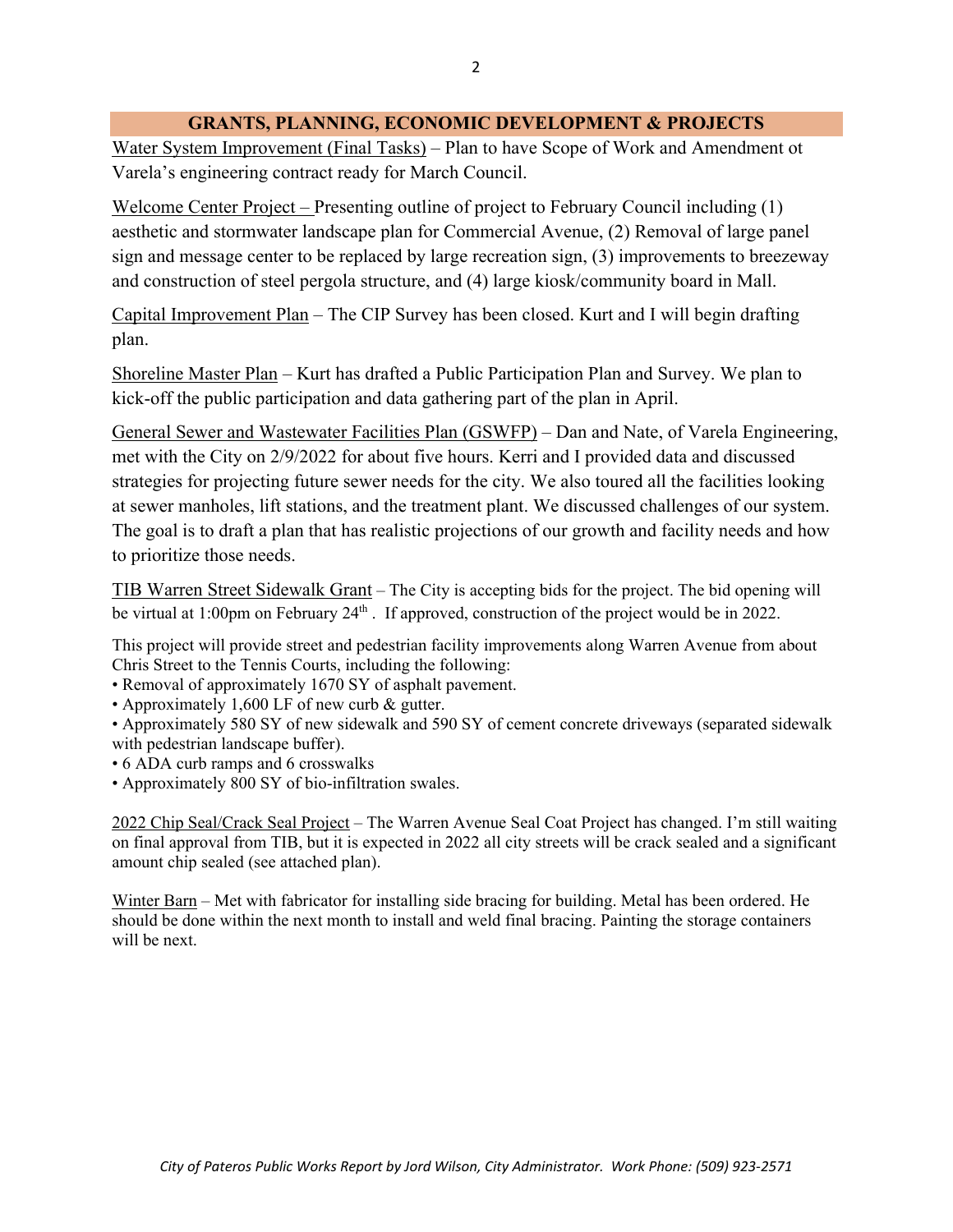## GRANTS, PLANNING, ECONOMIC DEVELOPMENT & PROJECTS

Water System Improvement (Final Tasks) – Plan to have Scope of Work and Amendment ot Varela's engineering contract ready for March Council.

Welcome Center Project – Presenting outline of project to February Council including (1) aesthetic and stormwater landscape plan for Commercial Avenue, (2) Removal of large panel sign and message center to be replaced by large recreation sign, (3) improvements to breezeway and construction of steel pergola structure, and (4) large kiosk/community board in Mall.

Capital Improvement Plan – The CIP Survey has been closed. Kurt and I will begin drafting plan.

Shoreline Master Plan – Kurt has drafted a Public Participation Plan and Survey. We plan to kick-off the public participation and data gathering part of the plan in April.

General Sewer and Wastewater Facilities Plan (GSWFP) – Dan and Nate, of Varela Engineering, met with the City on 2/9/2022 for about five hours. Kerri and I provided data and discussed strategies for projecting future sewer needs for the city. We also toured all the facilities looking at sewer manholes, lift stations, and the treatment plant. We discussed challenges of our system. The goal is to draft a plan that has realistic projections of our growth and facility needs and how to prioritize those needs.

TIB Warren Street Sidewalk Grant – The City is accepting bids for the project. The bid opening will be virtual at 1:00pm on February 24th . If approved, construction of the project would be in 2022.

This project will provide street and pedestrian facility improvements along Warren Avenue from about Chris Street to the Tennis Courts, including the following:

- Removal of approximately 1670 SY of asphalt pavement.
- Approximately 1,600 LF of new curb & gutter.
- Approximately 580 SY of new sidewalk and 590 SY of cement concrete driveways (separated sidewalk with pedestrian landscape buffer).
- 6 ADA curb ramps and 6 crosswalks
- Approximately 800 SY of bio-infiltration swales.

2022 Chip Seal/Crack Seal Project – The Warren Avenue Seal Coat Project has changed. I'm still waiting on final approval from TIB, but it is expected in 2022 all city streets will be crack sealed and a significant amount chip sealed (see attached plan).

Winter Barn – Met with fabricator for installing side bracing for building. Metal has been ordered. He should be done within the next month to install and weld final bracing. Painting the storage containers will be next.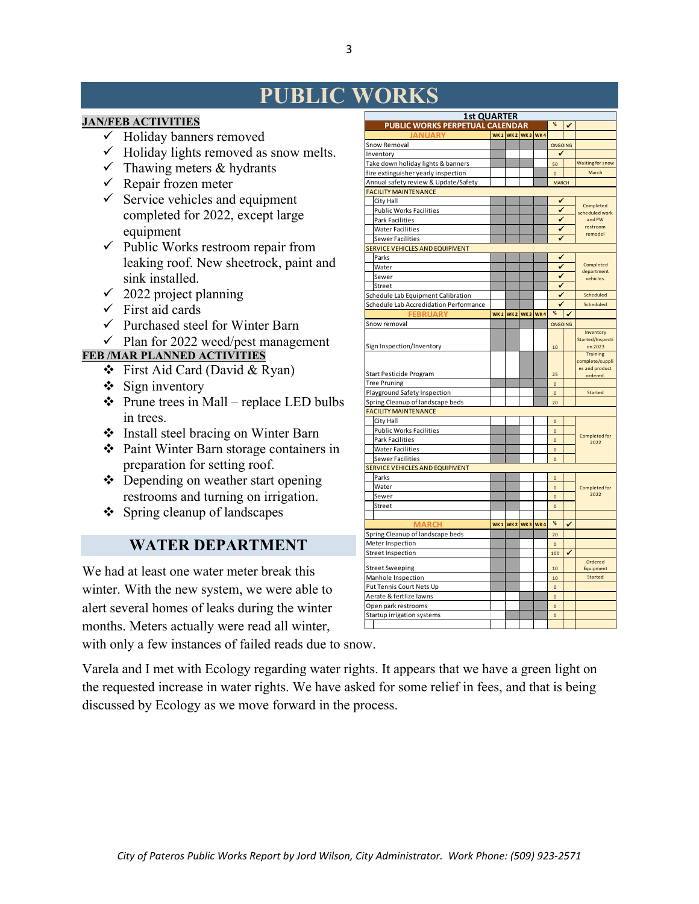# PUBLIC WORKS

**JAN/FEB ACTIVITIES**

- ✓ Holiday banners removed
- ✓ Holiday lights removed as snow melts.
- ✓ Thawing meters & hydrants
- ✓ Repair frozen meter
- ✓ Service vehicles and equipment completed for 2022, except large equipment
- ✓ Public Works restroom repair from leaking roof. New sheetrock, paint and sink installed.
- ✓ 2022 project planning
- ✓ First aid cards
- ✓ Purchased steel for Winter Barn
- ✓ Plan for 2022 weed/pest management

**FEB /MAR PLANNED ACTIVITIES**

- ❖ First Aid Card (David & Ryan)
- ❖ Sign inventory
- ❖ Prune trees in Mall – replace LED bulbs in trees.
- ❖ Install steel bracing on Winter Barn
- ❖ Paint Winter Barn storage containers in preparation for setting roof.
- ❖ Depending on weather start opening restrooms and turning on irrigation.
- ❖ Spring cleanup of landscapes

| 1st QUARTER | | | | | | | |
|---|---|---|---|---|---|---|---|
| PUBLIC WORKS PERPETUAL CALENDAR | | | | | % | ✓ | |
| JANUARY | WK 1 | WK 2 | WK 3 | WK 4 | | | |
| Snow Removal | | | | | ONGOING | | |
| Inventory | | | | | ✓ | | |
| Take down holiday lights & banners | | | | | 50 | | Waiting for snow |
| fire extinguisher yearly inspection | | | | | 0 | | March |
| Annual safety review & Update/Safety | | | | | MARCH | | |
| FACILITY MAINTENANCE | | | | | | | |
| City Hall | | | | | ✓ | | Completed scheduled work and PW restroom remodel |
| Public Works Facilities | | | | | ✓ | | |
| Park Facilities | | | | | ✓ | | |
| Water Facilities | | | | | ✓ | | |
| Sewer Facilities | | | | | ✓ | | |
| SERVICE VEHICLES AND EQUIPMENT | | | | | | | |
| Parks | | | | | ✓ | | Completed department vehicles. |
| Water | | | | | ✓ | | |
| Sewer | | | | | ✓ | | |
| Street | | | | | ✓ | | |
| Schedule Lab Equipment Calibration | | | | | ✓ | | Scheduled |
| Schedule Lab Accredidation Performance | | | | | ✓ | | Scheduled |
| FEBRUARY | WK 1 | WK 2 | WK 3 | WK 4 | % | ✓ | |
| Snow removal | | | | | ONGOING | | |
| Sign Inspection/Inventory | | | | | 10 | | Inventory Started/Inspection 2023 |
| Start Pesticide Program | | | | | 25 | | Training complete/supplies and product ordered. |
| Tree Pruning | | | | | 0 | | |
| Playground Safety Inspection | | | | | 0 | | Started |
| Spring Cleanup of landscape beds | | | | | 20 | | |
| FACILITY MAINTENANCE | | | | | | | |
| City Hall | | | | | 0 | | Completed for 2022 |
| Public Works Facilities | | | | | 0 | | |
| Park Facilities | | | | | 0 | | |
| Water Facilities | | | | | 0 | | |
| Sewer Facilities | | | | | 0 | | |
| SERVICE VEHICLES AND EQUIPMENT | | | | | | | |
| Parks | | | | | 0 | | Completed for 2022 |
| Water | | | | | 0 | | |
| Sewer | | | | | 0 | | |
| Street | | | | | 0 | | |
| MARCH | WK 1 | WK 2 | WK 3 | WK 4 | % | ✓ | |
| Spring Cleanup of landscape beds | | | | | 20 | | |
| Meter Inspection | | | | | 0 | | |
| Street Inspection | | | | | 100 | ✓ | |
| Street Sweeping | | | | | 10 | | Ordered Equipment |
| Manhole Inspection | | | | | 10 | | Started |
| Put Tennis Court Nets Up | | | | | 0 | | |
| Aerate & fertlize lawns | | | | | 0 | | |
| Open park restrooms | | | | | 0 | | |
| Startup irrigation systems | | | | | 0 | | |

## WATER DEPARTMENT

We had at least one water meter break this winter. With the new system, we were able to alert several homes of leaks during the winter months. Meters actually were read all winter, with only a few instances of failed reads due to snow.

Varela and I met with Ecology regarding water rights. It appears that we have a green light on the requested increase in water rights. We have asked for some relief in fees, and that is being discussed by Ecology as we move forward in the process.

*City of Pateros Public Works Report by Jord Wilson, City Administrator. Work Phone: (509) 923-2571*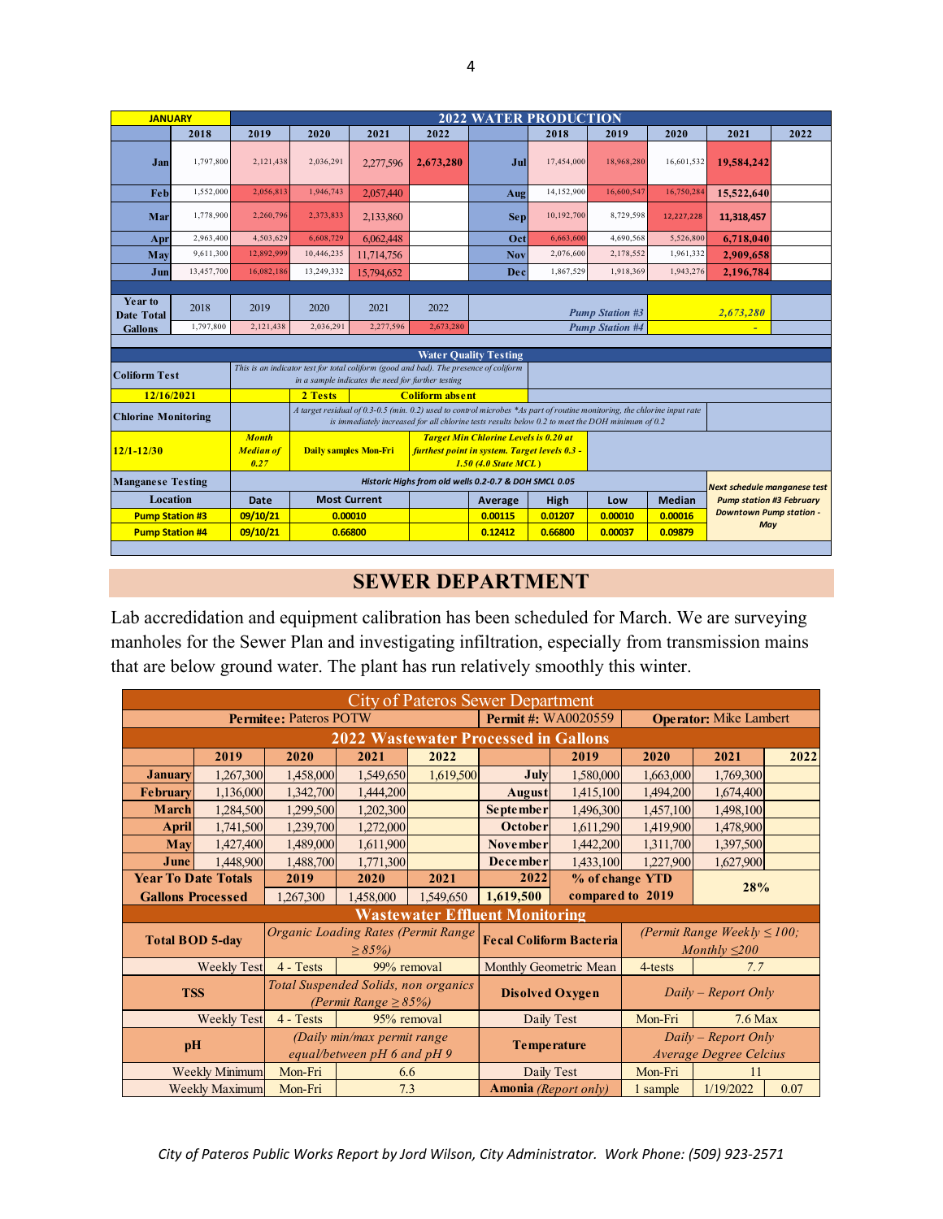| JANUARY | | | | | 2022 WATER PRODUCTION | | | | | |
|---|---|---|---|---|---|---|---|---|---|---|
| | 2018 | 2019 | 2020 | 2021 | 2022 | | 2018 | 2019 | 2020 | 2021 | 2022 |
| Jan | 1,797,800 | 2,121,438 | 2,036,291 | 2,277,596 | 2,673,280 | Jul | 17,454,000 | 18,968,280 | 16,601,532 | 19,584,242 | |
| Feb | 1,552,000 | 2,056,813 | 1,946,743 | 2,057,440 | | Aug | 14,152,900 | 16,600,547 | 16,750,284 | 15,522,640 | |
| Mar | 1,778,900 | 2,260,796 | 2,373,833 | 2,133,860 | | Sep | 10,192,700 | 8,729,598 | 12,227,228 | 11,318,457 | |
| Apr | 2,963,400 | 4,503,629 | 6,608,729 | 6,062,448 | | Oct | 6,663,600 | 4,690,568 | 5,526,800 | 6,718,040 | |
| May | 9,611,300 | 12,892,999 | 10,446,235 | 11,714,756 | | Nov | 2,076,600 | 2,178,552 | 1,961,332 | 2,909,658 | |
| Jun | 13,457,700 | 16,082,186 | 13,249,332 | 15,794,652 | | Dec | 1,867,529 | 1,918,369 | 1,943,276 | 2,196,784 | |
| Year to Date Total Gallons | 2018 | 2019 | 2020 | 2021 | 2022 | | | Pump Station #3 | | 2,673,280 | |
| | 1,797,800 | 2,121,438 | 2,036,291 | 2,277,596 | 2,673,280 | | | Pump Station #4 | | - | |

| Water Quality Testing | | | | | | | | |
|---|---|---|---|---|---|---|---|---|
| Coliform Test | This is an indicator test for total coliform (good and bad). The presence of coliform in a sample indicates the need for further testing | | | | | | | |
| 12/16/2021 | | 2 Tests | Coliform absent | | | | | |
| Chlorine Monitoring | | A target residual of 0.3-0.5 (min. 0.2) used to control microbes *As part of routine monitoring, the chlorine input rate is immediately increased for all chlorine tests results below 0.2 to meet the DOH minimum of 0.2 | | | | | | |
| 12/1-12/30 | Month Median of 0.27 | Daily samples Mon-Fri | Target Min Chlorine Levels is 0.20 at furthest point in system. Target levels 0.3 - 1.50 (4.0 State MCL) | | | | | |
| Manganese Testing | Historic Highs from old wells 0.2-0.7 & DOH SMCL 0.05 | | | | | | | Next schedule manganese test Pump station #3 February Downtown Pump station - May |
| Location | Date | Most Current | | Average | High | Low | Median | |
| Pump Station #3 | 09/10/21 | 0.00010 | | 0.00115 | 0.01207 | 0.00010 | 0.00016 | |
| Pump Station #4 | 09/10/21 | 0.66800 | | 0.12412 | 0.66800 | 0.00037 | 0.09879 | |

## SEWER DEPARTMENT

Lab accredidation and equipment calibration has been scheduled for March. We are surveying manholes for the Sewer Plan and investigating infiltration, especially from transmission mains that are below ground water. The plant has run relatively smoothly this winter.

| City of Pateros Sewer Department | | | | | | | | |
|---|---|---|---|---|---|---|---|---|
| **Permitee:** Pateros POTW | | | | **Permit #:** WA0020559 | | **Operator:** Mike Lambert | | |
| **2022 Wastewater Processed in Gallons** | | | | | | | | |
| | 2019 | 2020 | 2021 | 2022 | | 2019 | 2020 | 2021 | 2022 |
| January | 1,267,300 | 1,458,000 | 1,549,650 | 1,619,500 | July | 1,580,000 | 1,663,000 | 1,769,300 | |
| February | 1,136,000 | 1,342,700 | 1,444,200 | | August | 1,415,100 | 1,494,200 | 1,674,400 | |
| March | 1,284,500 | 1,299,500 | 1,202,300 | | September | 1,496,300 | 1,457,100 | 1,498,100 | |
| April | 1,741,500 | 1,239,700 | 1,272,000 | | October | 1,611,290 | 1,419,900 | 1,478,900 | |
| May | 1,427,400 | 1,489,000 | 1,611,900 | | November | 1,442,200 | 1,311,700 | 1,397,500 | |
| June | 1,448,900 | 1,488,700 | 1,771,300 | | December | 1,433,100 | 1,227,900 | 1,627,900 | |
| **Year To Date Totals** | 2019 | 2020 | 2021 | 2022 | % of change YTD | | 28% | | |
| **Gallons Processed** | 1,267,300 | 1,458,000 | 1,549,650 | 1,619,500 | compared to 2019 | | | | |

| Wastewater Effluent Monitoring | | | | | |
|---|---|---|---|---|---|
| **Total BOD 5-day** | *Organic Loading Rates (Permit Range ≥ 85%)* | | **Fecal Coliform Bacteria** | *(Permit Range Weekly ≤ 100; Monthly ≤200* | |
| Weekly Test | 4 - Tests | 99% removal | Monthly Geometric Mean | 4-tests | 7.7 |
| **TSS** | *Total Suspended Solids, non organics (Permit Range ≥ 85%)* | | **Disolved Oxygen** | *Daily – Report Only* | |
| Weekly Test | 4 - Tests | 95% removal | Daily Test | Mon-Fri | 7.6 Max |
| **pH** | *(Daily min/max permit range equal/between pH 6 and pH 9* | | **Temperature** | *Daily – Report Only Average Degree Celcius* | |
| Weekly Minimum | Mon-Fri | 6.6 | Daily Test | Mon-Fri | 11 |
| Weekly Maximum | Mon-Fri | 7.3 | **Amonia** *(Report only)* | 1 sample | 1/19/2022 — 0.07 |

*City of Pateros Public Works Report by Jord Wilson, City Administrator. Work Phone: (509) 923-2571*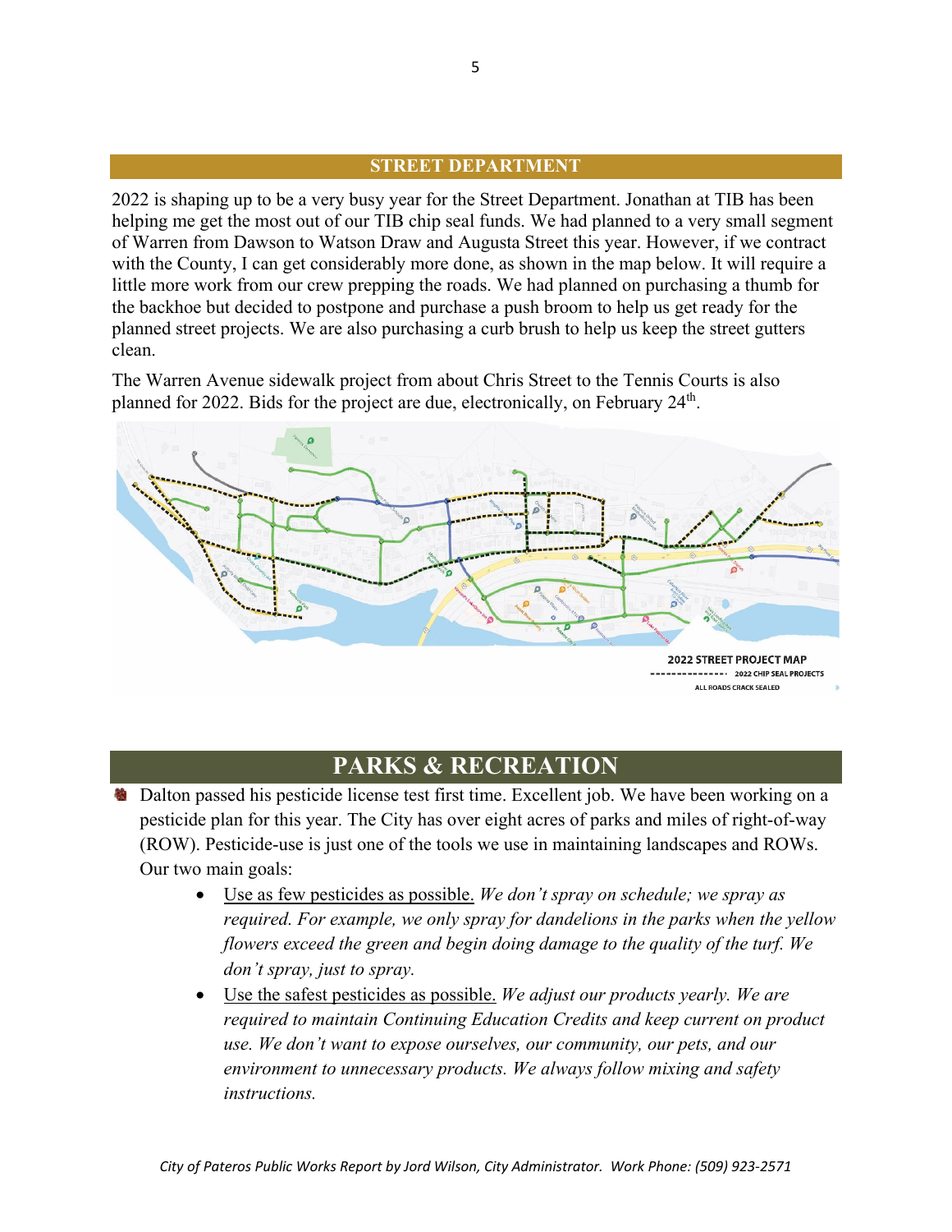## STREET DEPARTMENT

2022 is shaping up to be a very busy year for the Street Department. Jonathan at TIB has been helping me get the most out of our TIB chip seal funds. We had planned to a very small segment of Warren from Dawson to Watson Draw and Augusta Street this year. However, if we contract with the County, I can get considerably more done, as shown in the map below. It will require a little more work from our crew prepping the roads. We had planned on purchasing a thumb for the backhoe but decided to postpone and purchase a push broom to help us get ready for the planned street projects. We are also purchasing a curb brush to help us keep the street gutters clean.

The Warren Avenue sidewalk project from about Chris Street to the Tennis Courts is also planned for 2022. Bids for the project are due, electronically, on February 24th.

2022 STREET PROJECT MAP

2022 CHIP SEAL PROJECTS

ALL ROADS CRACK SEALED

## PARKS & RECREATION

- Dalton passed his pesticide license test first time. Excellent job. We have been working on a pesticide plan for this year. The City has over eight acres of parks and miles of right-of-way (ROW). Pesticide-use is just one of the tools we use in maintaining landscapes and ROWs. Our two main goals:
    - Use as few pesticides as possible. *We don't spray on schedule; we spray as required. For example, we only spray for dandelions in the parks when the yellow flowers exceed the green and begin doing damage to the quality of the turf. We don't spray, just to spray.*
    - Use the safest pesticides as possible. *We adjust our products yearly. We are required to maintain Continuing Education Credits and keep current on product use. We don't want to expose ourselves, our community, our pets, and our environment to unnecessary products. We always follow mixing and safety instructions.*